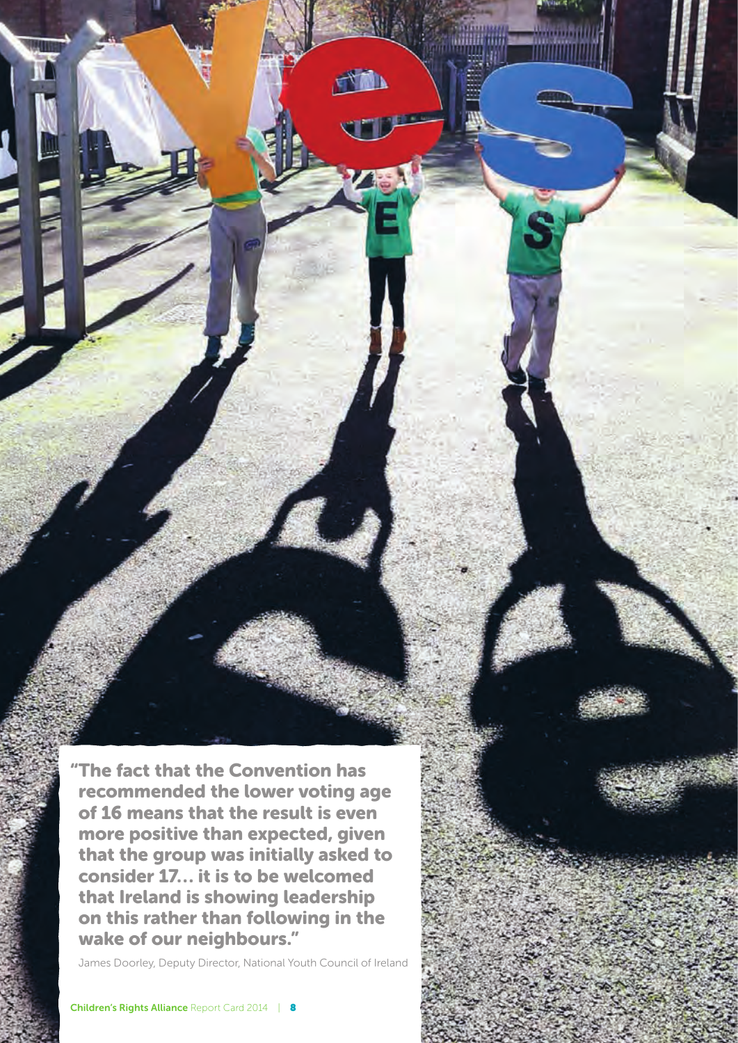"The fact that the Convention has recommended the lower voting age of 16 means that the result is even more positive than expected, given that the group was initially asked to consider 17… it is to be welcomed that Ireland is showing leadership on this rather than following in the wake of our neighbours."

James Doorley, Deputy Director, National Youth Council of Ireland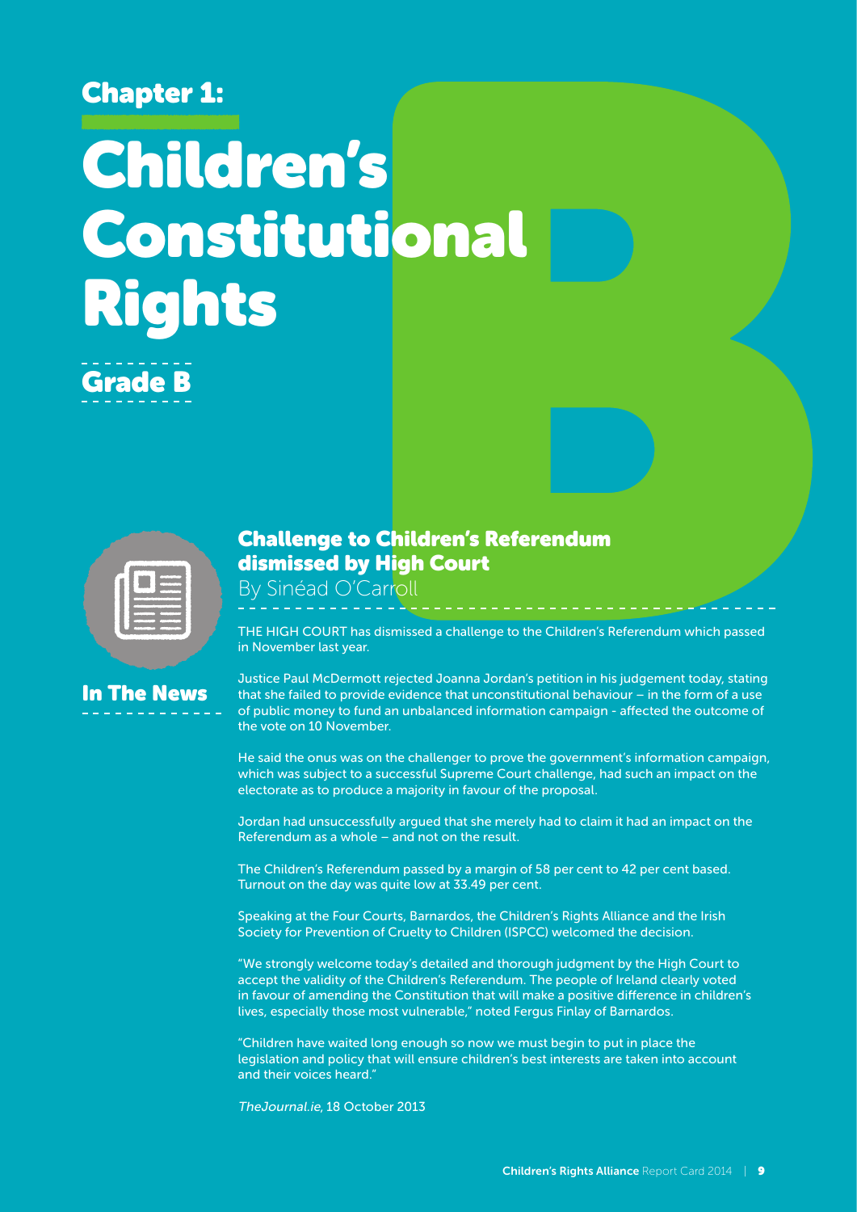Chapter 1:

# Children's Constitutional Rights

## Grade B

In The News

### Challenge to Children's Referendum dismissed by High Court

By Sinéad O'Carroll

THE HIGH COURT has dismissed a challenge to the Children's Referendum which passed in November last year.

Justice Paul McDermott rejected Joanna Jordan's petition in his judgement today, stating that she failed to provide evidence that unconstitutional behaviour – in the form of a use of public money to fund an unbalanced information campaign - affected the outcome of the vote on 10 November.

He said the onus was on the challenger to prove the government's information campaign, which was subject to a successful Supreme Court challenge, had such an impact on the electorate as to produce a majority in favour of the proposal.

Jordan had unsuccessfully argued that she merely had to claim it had an impact on the Referendum as a whole – and not on the result.

The Children's Referendum passed by a margin of 58 per cent to 42 per cent based. Turnout on the day was quite low at 33.49 per cent.

Speaking at the Four Courts, Barnardos, the Children's Rights Alliance and the Irish Society for Prevention of Cruelty to Children (ISPCC) welcomed the decision.

"We strongly welcome today's detailed and thorough judgment by the High Court to accept the validity of the Children's Referendum. The people of Ireland clearly voted in favour of amending the Constitution that will make a positive difference in children's lives, especially those most vulnerable," noted Fergus Finlay of Barnardos.

"Children have waited long enough so now we must begin to put in place the legislation and policy that will ensure children's best interests are taken into account and their voices heard."

*TheJournal.ie*, 18 October 2013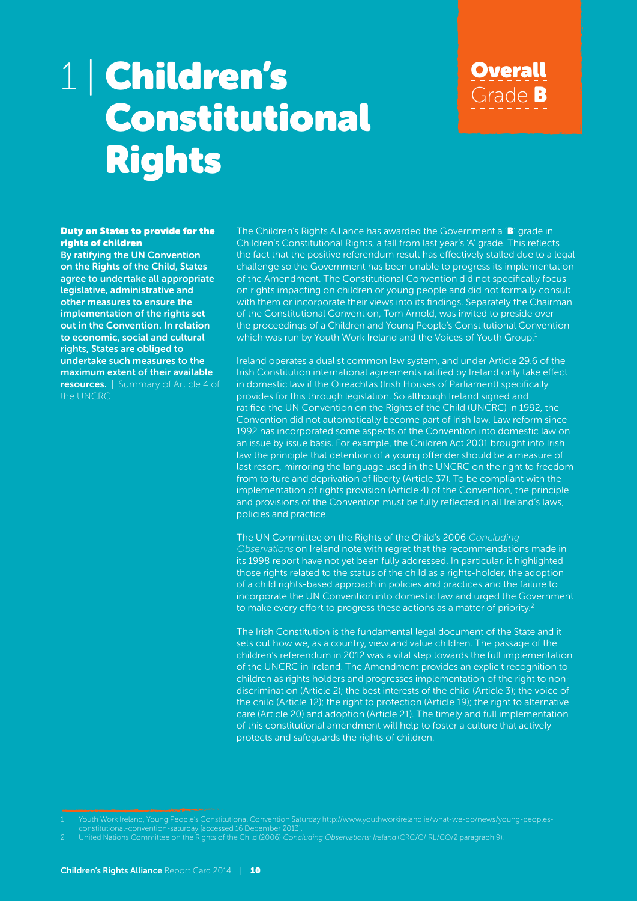# 1 | Children's Constitutional Rights

**Overall** Grade **B**

**Duty on States to provide for the rights of children**

**By ratifying the UN Convention on the Rights of the Child, States agree to undertake all appropriate legislative, administrative and other measures to ensure the implementation of the rights set out in the Convention. In relation to economic, social and cultural rights, States are obliged to undertake such measures to the maximum extent of their available resources.** | Summary of Article 4 of the UNCRC

The Children's Rights Alliance has awarded the Government a '**B**' grade in Children's Constitutional Rights, a fall from last year's 'A' grade. This reflects the fact that the positive referendum result has effectively stalled due to a legal challenge so the Government has been unable to progress its implementation of the Amendment. The Constitutional Convention did not specifically focus on rights impacting on children or young people and did not formally consult with them or incorporate their views into its findings. Separately the Chairman of the Constitutional Convention, Tom Arnold, was invited to preside over the proceedings of a Children and Young People's Constitutional Convention which was run by Youth Work Ireland and the Voices of Youth Group.[1]

Ireland operates a dualist common law system, and under Article 29.6 of the Irish Constitution international agreements ratified by Ireland only take effect in domestic law if the Oireachtas (Irish Houses of Parliament) specifically provides for this through legislation. So although Ireland signed and ratified the UN Convention on the Rights of the Child (UNCRC) in 1992, the Convention did not automatically become part of Irish law. Law reform since 1992 has incorporated some aspects of the Convention into domestic law on an issue by issue basis. For example, the Children Act 2001 brought into Irish law the principle that detention of a young offender should be a measure of last resort, mirroring the language used in the UNCRC on the right to freedom from torture and deprivation of liberty (Article 37). To be compliant with the implementation of rights provision (Article 4) of the Convention, the principle and provisions of the Convention must be fully reflected in all Ireland's laws, policies and practice.

The UN Committee on the Rights of the Child's 2006 *Concluding Observations* on Ireland note with regret that the recommendations made in its 1998 report have not yet been fully addressed. In particular, it highlighted those rights related to the status of the child as a rights-holder, the adoption of a child rights-based approach in policies and practices and the failure to incorporate the UN Convention into domestic law and urged the Government to make every effort to progress these actions as a matter of priority.[2]

The Irish Constitution is the fundamental legal document of the State and it sets out how we, as a country, view and value children. The passage of the children's referendum in 2012 was a vital step towards the full implementation of the UNCRC in Ireland. The Amendment provides an explicit recognition to children as rights holders and progresses implementation of the right to non-discrimination (Article 2); the best interests of the child (Article 3); the voice of the child (Article 12); the right to protection (Article 19); the right to alternative care (Article 20) and adoption (Article 21). The timely and full implementation of this constitutional amendment will help to foster a culture that actively protects and safeguards the rights of children.

---

1 Youth Work Ireland, Young People's Constitutional Convention Saturday http://www.youthworkireland.ie/what-we-do/news/young-peoples-constitutional-convention-saturday [accessed 16 December 2013].

2 United Nations Committee on the Rights of the Child (2006) *Concluding Observations: Ireland* (CRC/C/IRL/CO/2 paragraph 9).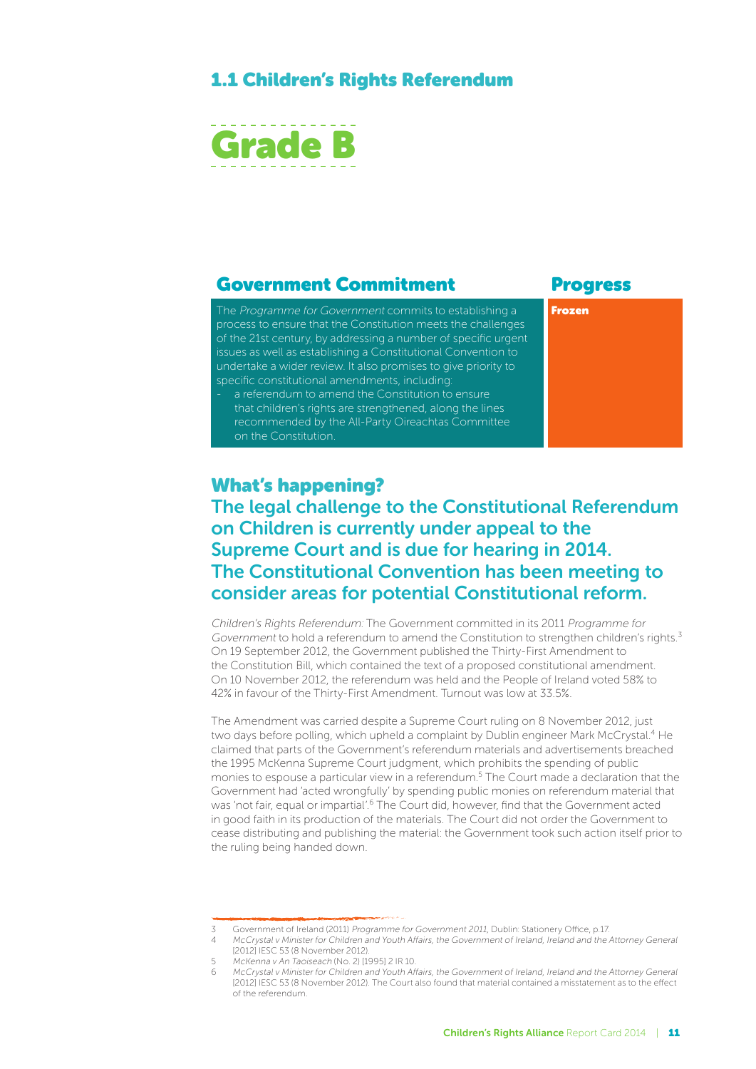## 1.1 Children's Rights Referendum

# Grade B

| Government Commitment | Progress |
| --- | --- |
| The *Programme for Government* commits to establishing a process to ensure that the Constitution meets the challenges of the 21st century, by addressing a number of specific urgent issues as well as establishing a Constitutional Convention to undertake a wider review. It also promises to give priority to specific constitutional amendments, including: - a referendum to amend the Constitution to ensure that children's rights are strengthened, along the lines recommended by the All-Party Oireachtas Committee on the Constitution. | **Frozen** |

## What's happening?

### The legal challenge to the Constitutional Referendum on Children is currently under appeal to the Supreme Court and is due for hearing in 2014. The Constitutional Convention has been meeting to consider areas for potential Constitutional reform.

*Children's Rights Referendum:* The Government committed in its 2011 *Programme for Government* to hold a referendum to amend the Constitution to strengthen children's rights.[3] On 19 September 2012, the Government published the Thirty-First Amendment to the Constitution Bill, which contained the text of a proposed constitutional amendment. On 10 November 2012, the referendum was held and the People of Ireland voted 58% to 42% in favour of the Thirty-First Amendment. Turnout was low at 33.5%.

The Amendment was carried despite a Supreme Court ruling on 8 November 2012, just two days before polling, which upheld a complaint by Dublin engineer Mark McCrystal.[4] He claimed that parts of the Government's referendum materials and advertisements breached the 1995 McKenna Supreme Court judgment, which prohibits the spending of public monies to espouse a particular view in a referendum.[5] The Court made a declaration that the Government had 'acted wrongfully' by spending public monies on referendum material that was 'not fair, equal or impartial'.[6] The Court did, however, find that the Government acted in good faith in its production of the materials. The Court did not order the Government to cease distributing and publishing the material: the Government took such action itself prior to the ruling being handed down.

---

3 Government of Ireland (2011) *Programme for Government 2011*, Dublin: Stationery Office, p.17.

4 *McCrystal v Minister for Children and Youth Affairs, the Government of Ireland, Ireland and the Attorney General* [2012] IESC 53 (8 November 2012).

5 *McKenna v An Taoiseach* (No. 2) [1995] 2 IR 10.

6 *McCrystal v Minister for Children and Youth Affairs, the Government of Ireland, Ireland and the Attorney General* [2012] IESC 53 (8 November 2012). The Court also found that material contained a misstatement as to the effect of the referendum.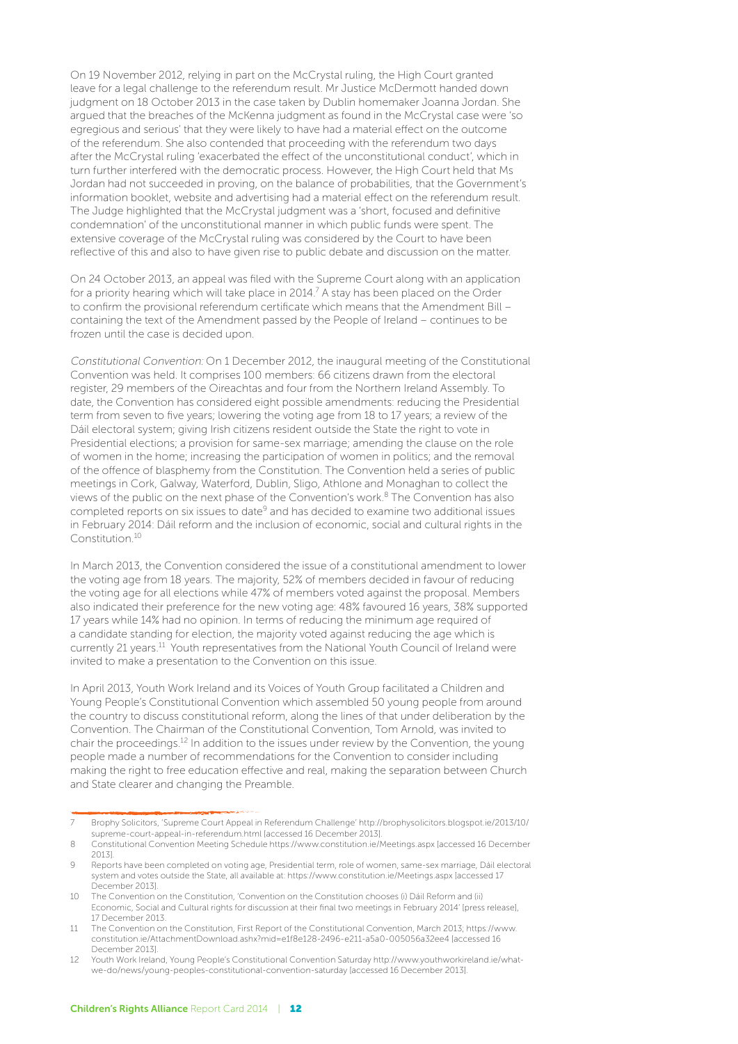On 19 November 2012, relying in part on the McCrystal ruling, the High Court granted leave for a legal challenge to the referendum result. Mr Justice McDermott handed down judgment on 18 October 2013 in the case taken by Dublin homemaker Joanna Jordan. She argued that the breaches of the McKenna judgment as found in the McCrystal case were 'so egregious and serious' that they were likely to have had a material effect on the outcome of the referendum. She also contended that proceeding with the referendum two days after the McCrystal ruling 'exacerbated the effect of the unconstitutional conduct', which in turn further interfered with the democratic process. However, the High Court held that Ms Jordan had not succeeded in proving, on the balance of probabilities, that the Government's information booklet, website and advertising had a material effect on the referendum result. The Judge highlighted that the McCrystal judgment was a 'short, focused and definitive condemnation' of the unconstitutional manner in which public funds were spent. The extensive coverage of the McCrystal ruling was considered by the Court to have been reflective of this and also to have given rise to public debate and discussion on the matter.

On 24 October 2013, an appeal was filed with the Supreme Court along with an application for a priority hearing which will take place in 2014.[7] A stay has been placed on the Order to confirm the provisional referendum certificate which means that the Amendment Bill – containing the text of the Amendment passed by the People of Ireland – continues to be frozen until the case is decided upon.

*Constitutional Convention:* On 1 December 2012, the inaugural meeting of the Constitutional Convention was held. It comprises 100 members: 66 citizens drawn from the electoral register, 29 members of the Oireachtas and four from the Northern Ireland Assembly. To date, the Convention has considered eight possible amendments: reducing the Presidential term from seven to five years; lowering the voting age from 18 to 17 years; a review of the Dáil electoral system; giving Irish citizens resident outside the State the right to vote in Presidential elections; a provision for same-sex marriage; amending the clause on the role of women in the home; increasing the participation of women in politics; and the removal of the offence of blasphemy from the Constitution. The Convention held a series of public meetings in Cork, Galway, Waterford, Dublin, Sligo, Athlone and Monaghan to collect the views of the public on the next phase of the Convention's work.[8] The Convention has also completed reports on six issues to date[9] and has decided to examine two additional issues in February 2014: Dáil reform and the inclusion of economic, social and cultural rights in the Constitution.[10]

In March 2013, the Convention considered the issue of a constitutional amendment to lower the voting age from 18 years. The majority, 52% of members decided in favour of reducing the voting age for all elections while 47% of members voted against the proposal. Members also indicated their preference for the new voting age: 48% favoured 16 years, 38% supported 17 years while 14% had no opinion. In terms of reducing the minimum age required of a candidate standing for election, the majority voted against reducing the age which is currently 21 years.[11] Youth representatives from the National Youth Council of Ireland were invited to make a presentation to the Convention on this issue.

In April 2013, Youth Work Ireland and its Voices of Youth Group facilitated a Children and Young People's Constitutional Convention which assembled 50 young people from around the country to discuss constitutional reform, along the lines of that under deliberation by the Convention. The Chairman of the Constitutional Convention, Tom Arnold, was invited to chair the proceedings.[12] In addition to the issues under review by the Convention, the young people made a number of recommendations for the Convention to consider including making the right to free education effective and real, making the separation between Church and State clearer and changing the Preamble.

---

7 Brophy Solicitors, 'Supreme Court Appeal in Referendum Challenge' http://brophysolicitors.blogspot.ie/2013/10/supreme-court-appeal-in-referendum.html [accessed 16 December 2013].

8 Constitutional Convention Meeting Schedule https://www.constitution.ie/Meetings.aspx [accessed 16 December 2013].

9 Reports have been completed on voting age, Presidential term, role of women, same-sex marriage, Dáil electoral system and votes outside the State, all available at: https://www.constitution.ie/Meetings.aspx [accessed 17 December 2013].

10 The Convention on the Constitution, 'Convention on the Constitution chooses (i) Dáil Reform and (ii) Economic, Social and Cultural rights for discussion at their final two meetings in February 2014' [press release], 17 December 2013.

11 The Convention on the Constitution, First Report of the Constitutional Convention, March 2013; https://www.constitution.ie/AttachmentDownload.ashx?mid=e1f8e128-2496-e211-a5a0-005056a32ee4 [accessed 16 December 2013].

12 Youth Work Ireland, Young People's Constitutional Convention Saturday http://www.youthworkireland.ie/what-we-do/news/young-peoples-constitutional-convention-saturday [accessed 16 December 2013].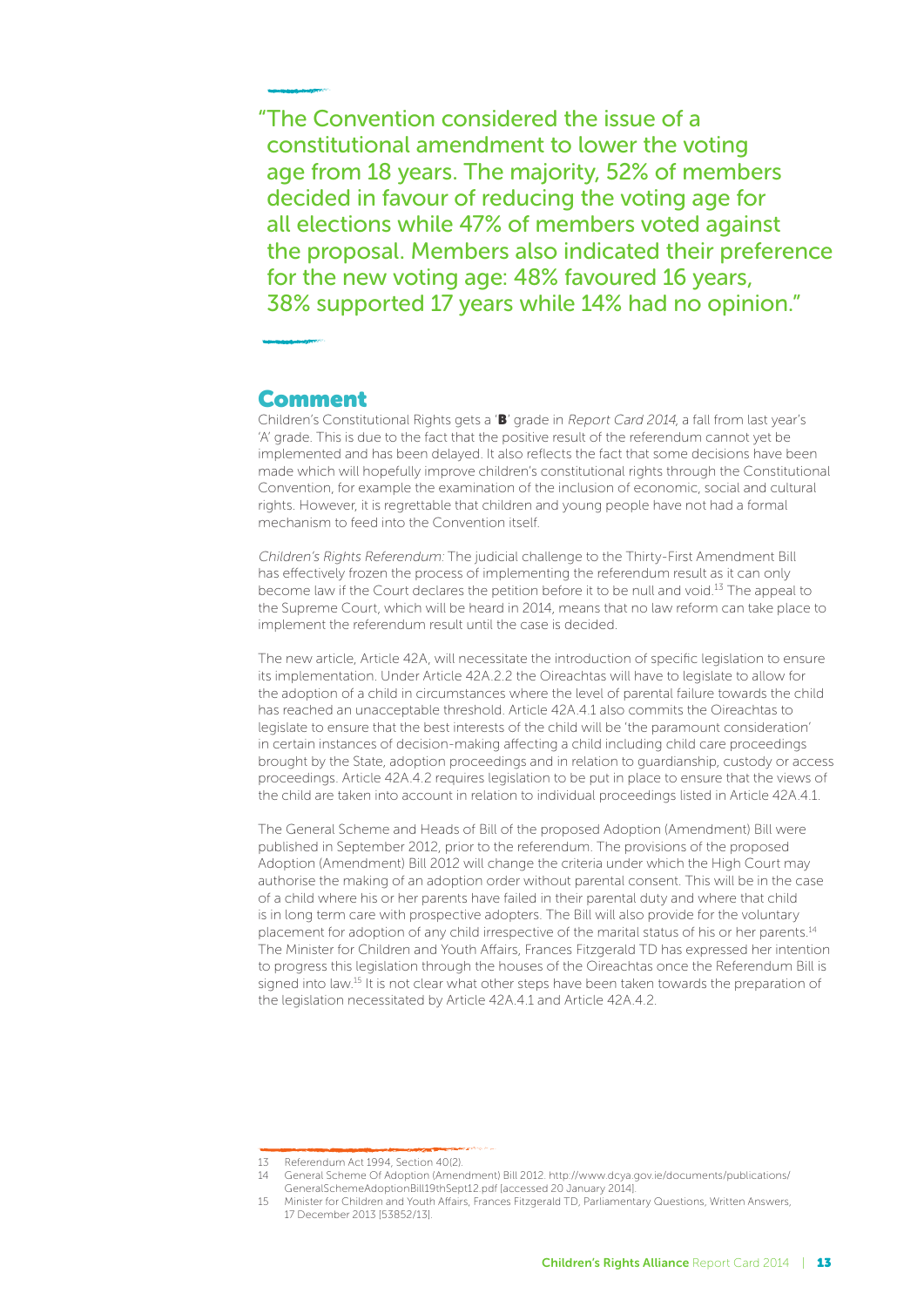> "The Convention considered the issue of a constitutional amendment to lower the voting age from 18 years. The majority, 52% of members decided in favour of reducing the voting age for all elections while 47% of members voted against the proposal. Members also indicated their preference for the new voting age: 48% favoured 16 years, 38% supported 17 years while 14% had no opinion."

## Comment

Children's Constitutional Rights gets a '**B**' grade in *Report Card 2014*, a fall from last year's 'A' grade. This is due to the fact that the positive result of the referendum cannot yet be implemented and has been delayed. It also reflects the fact that some decisions have been made which will hopefully improve children's constitutional rights through the Constitutional Convention, for example the examination of the inclusion of economic, social and cultural rights. However, it is regrettable that children and young people have not had a formal mechanism to feed into the Convention itself.

*Children's Rights Referendum:* The judicial challenge to the Thirty-First Amendment Bill has effectively frozen the process of implementing the referendum result as it can only become law if the Court declares the petition before it to be null and void.[13] The appeal to the Supreme Court, which will be heard in 2014, means that no law reform can take place to implement the referendum result until the case is decided.

The new article, Article 42A, will necessitate the introduction of specific legislation to ensure its implementation. Under Article 42A.2.2 the Oireachtas will have to legislate to allow for the adoption of a child in circumstances where the level of parental failure towards the child has reached an unacceptable threshold. Article 42A.4.1 also commits the Oireachtas to legislate to ensure that the best interests of the child will be 'the paramount consideration' in certain instances of decision-making affecting a child including child care proceedings brought by the State, adoption proceedings and in relation to guardianship, custody or access proceedings. Article 42A.4.2 requires legislation to be put in place to ensure that the views of the child are taken into account in relation to individual proceedings listed in Article 42A.4.1.

The General Scheme and Heads of Bill of the proposed Adoption (Amendment) Bill were published in September 2012, prior to the referendum. The provisions of the proposed Adoption (Amendment) Bill 2012 will change the criteria under which the High Court may authorise the making of an adoption order without parental consent. This will be in the case of a child where his or her parents have failed in their parental duty and where that child is in long term care with prospective adopters. The Bill will also provide for the voluntary placement for adoption of any child irrespective of the marital status of his or her parents.[14] The Minister for Children and Youth Affairs, Frances Fitzgerald TD has expressed her intention to progress this legislation through the houses of the Oireachtas once the Referendum Bill is signed into law.[15] It is not clear what other steps have been taken towards the preparation of the legislation necessitated by Article 42A.4.1 and Article 42A.4.2.

---

13 Referendum Act 1994, Section 40(2).

14 General Scheme Of Adoption (Amendment) Bill 2012. http://www.dcya.gov.ie/documents/publications/GeneralSchemeAdoptionBill19thSept12.pdf [accessed 20 January 2014].

15 Minister for Children and Youth Affairs, Frances Fitzgerald TD, Parliamentary Questions, Written Answers, 17 December 2013 [53852/13].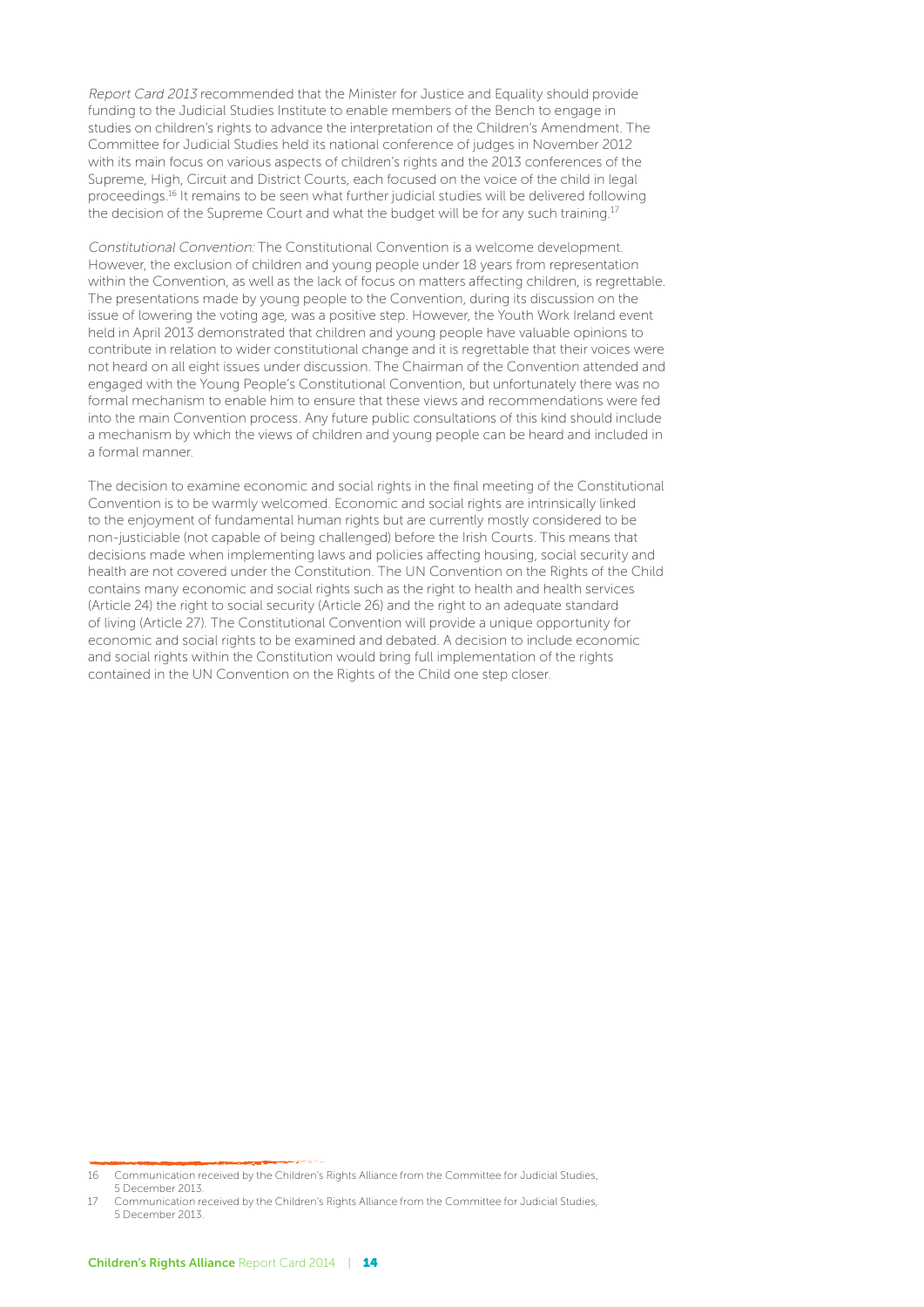*Report Card 2013* recommended that the Minister for Justice and Equality should provide funding to the Judicial Studies Institute to enable members of the Bench to engage in studies on children's rights to advance the interpretation of the Children's Amendment. The Committee for Judicial Studies held its national conference of judges in November 2012 with its main focus on various aspects of children's rights and the 2013 conferences of the Supreme, High, Circuit and District Courts, each focused on the voice of the child in legal proceedings.[16] It remains to be seen what further judicial studies will be delivered following the decision of the Supreme Court and what the budget will be for any such training.[17]

*Constitutional Convention:* The Constitutional Convention is a welcome development. However, the exclusion of children and young people under 18 years from representation within the Convention, as well as the lack of focus on matters affecting children, is regrettable. The presentations made by young people to the Convention, during its discussion on the issue of lowering the voting age, was a positive step. However, the Youth Work Ireland event held in April 2013 demonstrated that children and young people have valuable opinions to contribute in relation to wider constitutional change and it is regrettable that their voices were not heard on all eight issues under discussion. The Chairman of the Convention attended and engaged with the Young People's Constitutional Convention, but unfortunately there was no formal mechanism to enable him to ensure that these views and recommendations were fed into the main Convention process. Any future public consultations of this kind should include a mechanism by which the views of children and young people can be heard and included in a formal manner.

The decision to examine economic and social rights in the final meeting of the Constitutional Convention is to be warmly welcomed. Economic and social rights are intrinsically linked to the enjoyment of fundamental human rights but are currently mostly considered to be non-justiciable (not capable of being challenged) before the Irish Courts. This means that decisions made when implementing laws and policies affecting housing, social security and health are not covered under the Constitution. The UN Convention on the Rights of the Child contains many economic and social rights such as the right to health and health services (Article 24) the right to social security (Article 26) and the right to an adequate standard of living (Article 27). The Constitutional Convention will provide a unique opportunity for economic and social rights to be examined and debated. A decision to include economic and social rights within the Constitution would bring full implementation of the rights contained in the UN Convention on the Rights of the Child one step closer.

---

16 Communication received by the Children's Rights Alliance from the Committee for Judicial Studies, 5 December 2013.

17 Communication received by the Children's Rights Alliance from the Committee for Judicial Studies, 5 December 2013.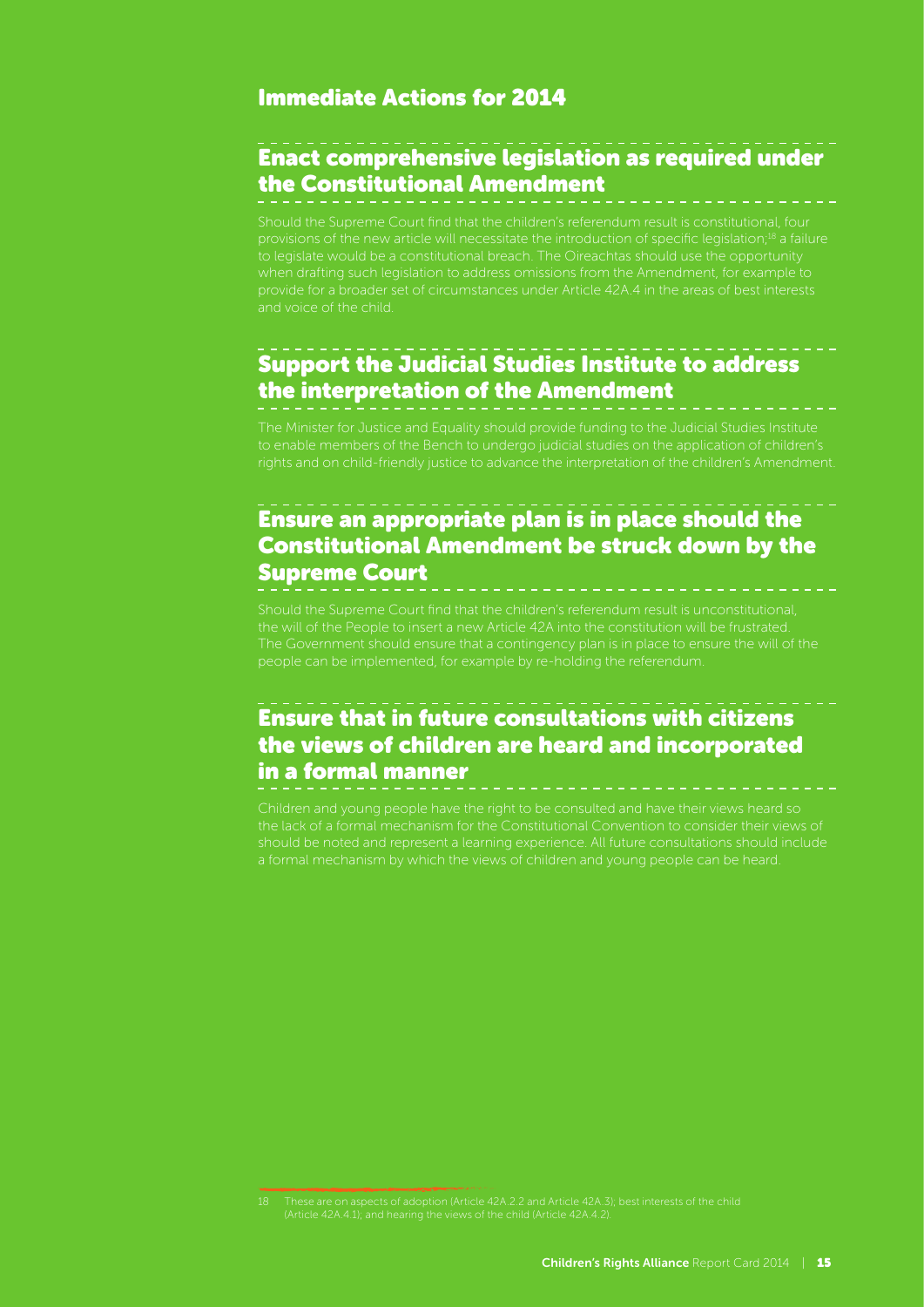## Immediate Actions for 2014

### Enact comprehensive legislation as required under the Constitutional Amendment

Should the Supreme Court find that the children's referendum result is constitutional, four provisions of the new article will necessitate the introduction of specific legislation;[18] a failure to legislate would be a constitutional breach. The Oireachtas should use the opportunity when drafting such legislation to address omissions from the Amendment, for example to provide for a broader set of circumstances under Article 42A.4 in the areas of best interests and voice of the child.

### Support the Judicial Studies Institute to address the interpretation of the Amendment

The Minister for Justice and Equality should provide funding to the Judicial Studies Institute to enable members of the Bench to undergo judicial studies on the application of children's rights and on child-friendly justice to advance the interpretation of the children's Amendment.

### Ensure an appropriate plan is in place should the Constitutional Amendment be struck down by the Supreme Court

Should the Supreme Court find that the children's referendum result is unconstitutional, the will of the People to insert a new Article 42A into the constitution will be frustrated. The Government should ensure that a contingency plan is in place to ensure the will of the people can be implemented, for example by re-holding the referendum.

### Ensure that in future consultations with citizens the views of children are heard and incorporated in a formal manner

Children and young people have the right to be consulted and have their views heard so the lack of a formal mechanism for the Constitutional Convention to consider their views of should be noted and represent a learning experience. All future consultations should include a formal mechanism by which the views of children and young people can be heard.

18 These are on aspects of adoption (Article 42A.2.2 and Article 42A.3); best interests of the child (Article 42A.4.1); and hearing the views of the child (Article 42A.4.2).